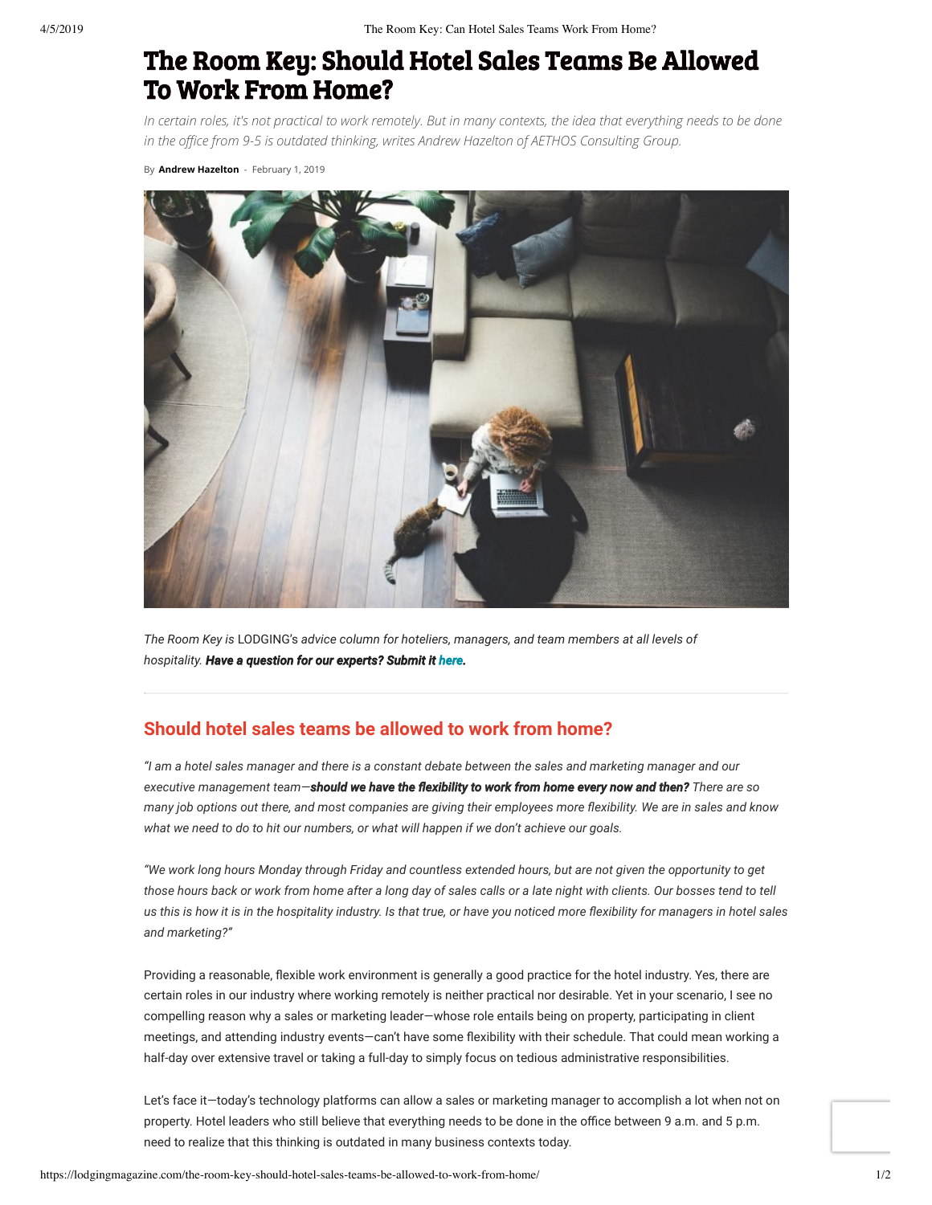# The Room Key: Should Hotel Sales Teams Be Allowed To Work From Home?

*In certain roles, it's not practical to work remotely. But in many contexts, the idea that everything needs to be done in the office from 9-5 is outdated thinking, writes Andrew Hazelton of AETHOS Consulting Group.*

By **Andrew Hazelton** - February 1, 2019

*The Room Key is* LODGING's *advice column for hoteliers, managers, and team members at all levels of hospitality.* ***Have a question for our experts? Submit it here.***

## Should hotel sales teams be allowed to work from home?

*"I am a hotel sales manager and there is a constant debate between the sales and marketing manager and our executive management team—**should we have the flexibility to work from home every now and then?** There are so many job options out there, and most companies are giving their employees more flexibility. We are in sales and know what we need to do to hit our numbers, or what will happen if we don't achieve our goals.*

*"We work long hours Monday through Friday and countless extended hours, but are not given the opportunity to get those hours back or work from home after a long day of sales calls or a late night with clients. Our bosses tend to tell us this is how it is in the hospitality industry. Is that true, or have you noticed more flexibility for managers in hotel sales and marketing?"*

Providing a reasonable, flexible work environment is generally a good practice for the hotel industry. Yes, there are certain roles in our industry where working remotely is neither practical nor desirable. Yet in your scenario, I see no compelling reason why a sales or marketing leader—whose role entails being on property, participating in client meetings, and attending industry events—can't have some flexibility with their schedule. That could mean working a half-day over extensive travel or taking a full-day to simply focus on tedious administrative responsibilities.

Let's face it—today's technology platforms can allow a sales or marketing manager to accomplish a lot when not on property. Hotel leaders who still believe that everything needs to be done in the office between 9 a.m. and 5 p.m. need to realize that this thinking is outdated in many business contexts today.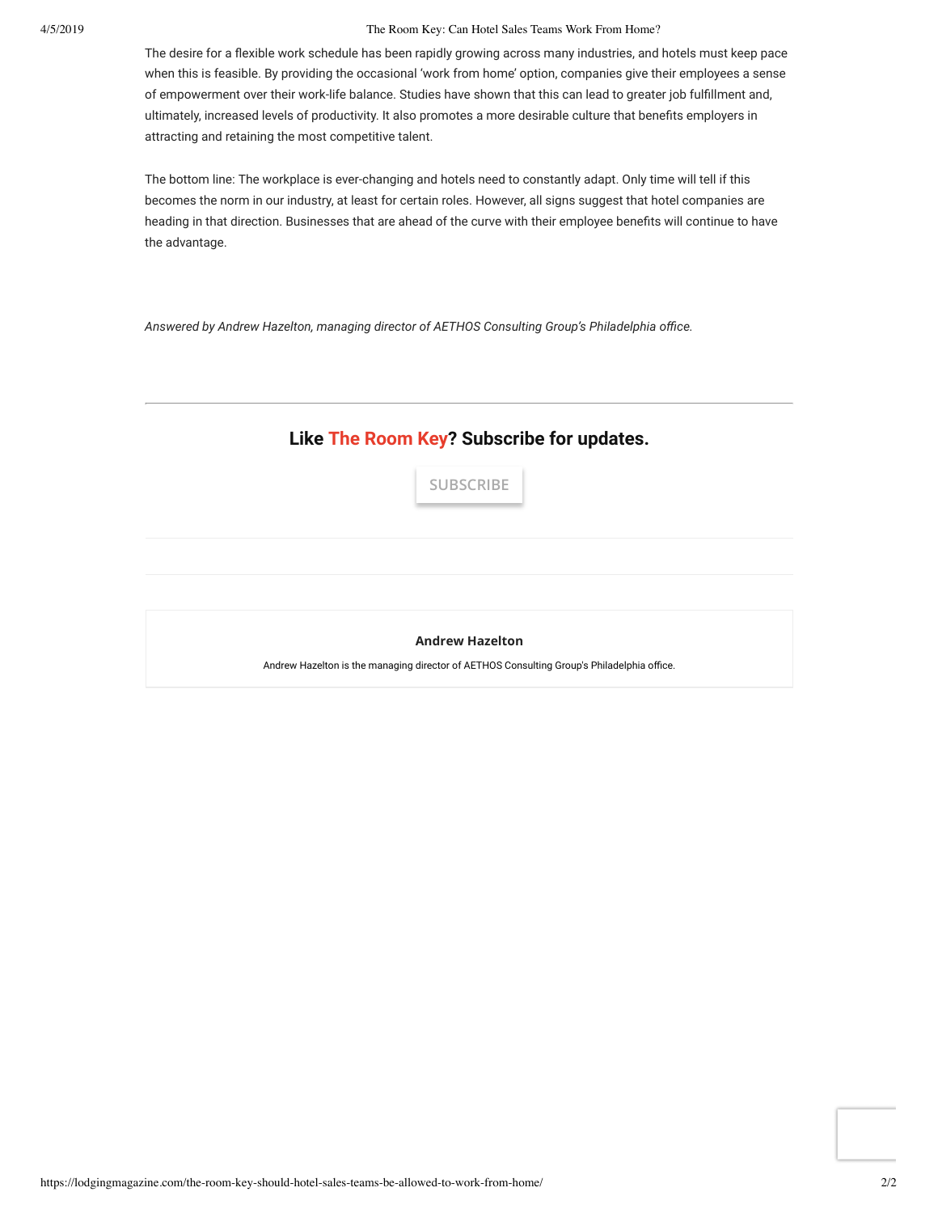The desire for a flexible work schedule has been rapidly growing across many industries, and hotels must keep pace when this is feasible. By providing the occasional 'work from home' option, companies give their employees a sense of empowerment over their work-life balance. Studies have shown that this can lead to greater job fulfillment and, ultimately, increased levels of productivity. It also promotes a more desirable culture that benefits employers in attracting and retaining the most competitive talent.

The bottom line: The workplace is ever-changing and hotels need to constantly adapt. Only time will tell if this becomes the norm in our industry, at least for certain roles. However, all signs suggest that hotel companies are heading in that direction. Businesses that are ahead of the curve with their employee benefits will continue to have the advantage.

*Answered by Andrew Hazelton, managing director of AETHOS Consulting Group's Philadelphia office.*

---

## Like The Room Key? Subscribe for updates.

SUBSCRIBE

**Andrew Hazelton**

Andrew Hazelton is the managing director of AETHOS Consulting Group's Philadelphia office.